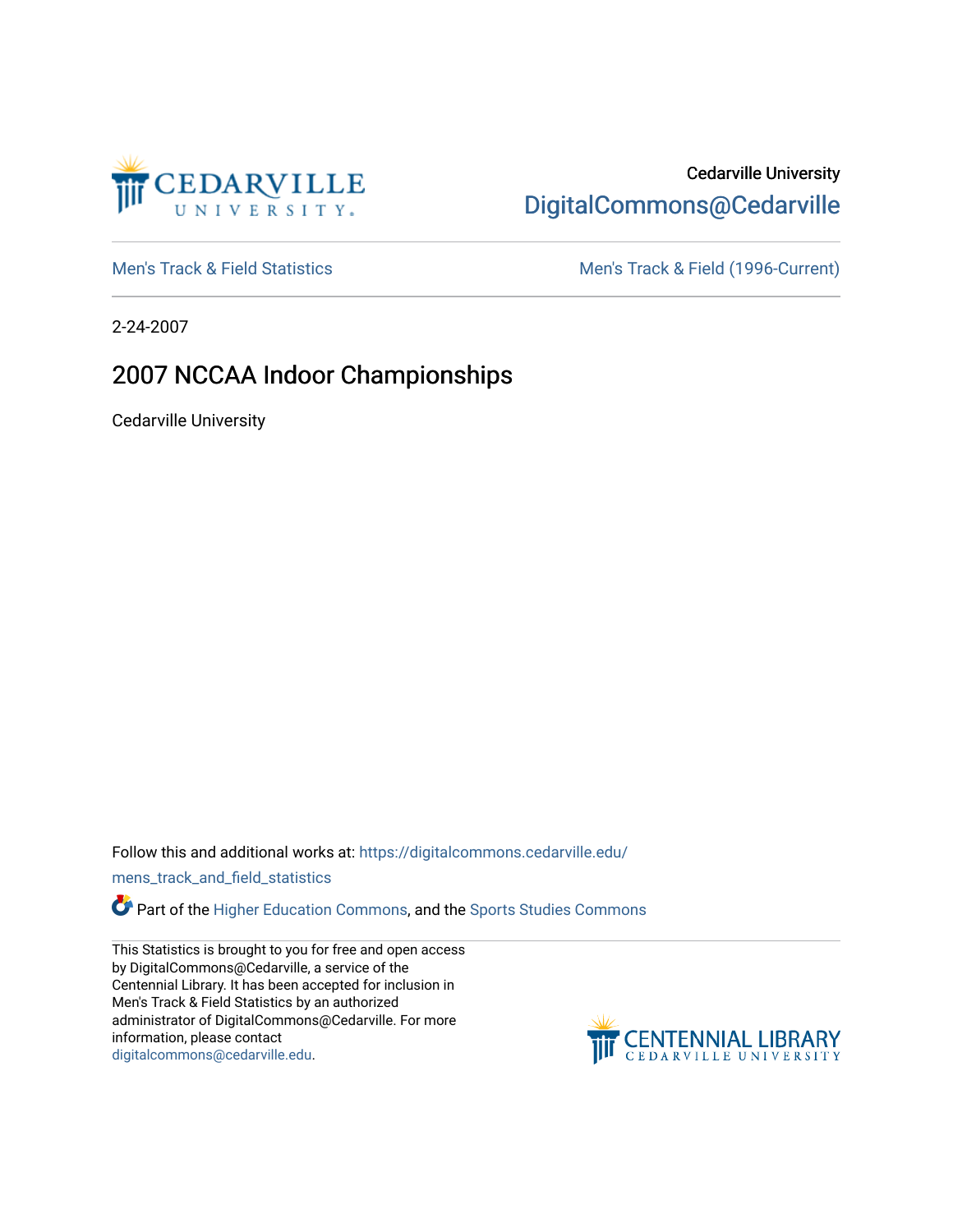Cedarville University

DigitalCommons@Cedarville

Men's Track & Field Statistics

Men's Track & Field (1996-Current)

2-24-2007

# 2007 NCCAA Indoor Championships

Cedarville University

Follow this and additional works at: https://digitalcommons.cedarville.edu/mens_track_and_field_statistics

Part of the Higher Education Commons, and the Sports Studies Commons

This Statistics is brought to you for free and open access by DigitalCommons@Cedarville, a service of the Centennial Library. It has been accepted for inclusion in Men's Track & Field Statistics by an authorized administrator of DigitalCommons@Cedarville. For more information, please contact digitalcommons@cedarville.edu.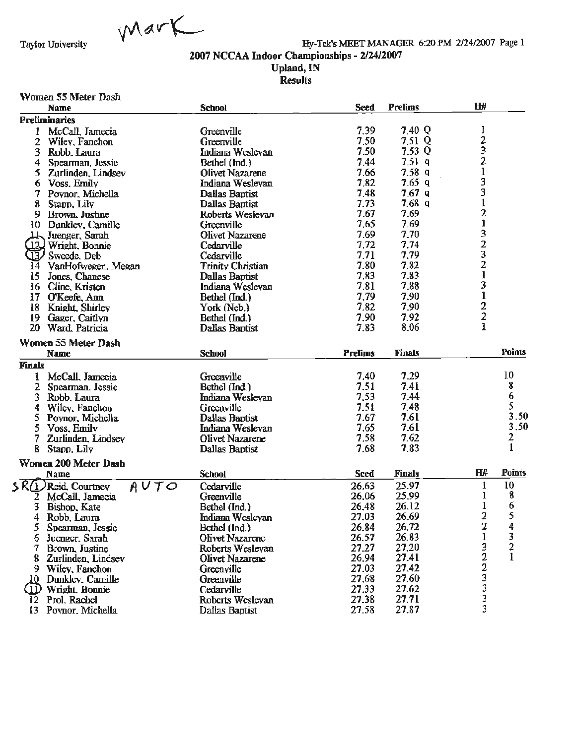Mark

Taylor University — Hy-Tek's MEET MANAGER 6:20 PM 2/24/2007 Page 1

## 2007 NCCAA Indoor Championships - 2/24/2007

### Upland, IN

### Results

#### Women 55 Meter Dash

| | Name | School | Seed | Prelims | H# |
|---|---|---|---|---|---|
| **Preliminaries** | | | | | |
| 1 | McCall, Jamecia | Greenville | 7.39 | 7.40 Q | 1 |
| 2 | Wiley, Fanchon | Greenville | 7.50 | 7.51 Q | 2 |
| 3 | Robb, Laura | Indiana Wesleyan | 7.50 | 7.53 Q | 3 |
| 4 | Spearman, Jessie | Bethel (Ind.) | 7.44 | 7.51 q | 2 |
| 5 | Zurlinden, Lindsey | Olivet Nazarene | 7.66 | 7.58 q | 1 |
| 6 | Voss, Emily | Indiana Wesleyan | 7.82 | 7.65 q | 3 |
| 7 | Poynor, Michella | Dallas Baptist | 7.48 | 7.67 q | 3 |
| 8 | Stapp, Lily | Dallas Baptist | 7.73 | 7.68 q | 1 |
| 9 | Brown, Justine | Roberts Wesleyan | 7.67 | 7.69 | 2 |
| 10 | Dunkley, Camille | Greenville | 7.65 | 7.69 | 1 |
| 11 | Juenger, Sarah | Olivet Nazarene | 7.69 | 7.70 | 3 |
| 12 | Wright, Bonnie | Cedarville | 7.72 | 7.74 | 2 |
| 13 | Sweede, Deb | Cedarville | 7.71 | 7.79 | 3 |
| 14 | VanHofwegen, Megan | Trinity Christian | 7.80 | 7.82 | 2 |
| 15 | Jones, Chanese | Dallas Baptist | 7.83 | 7.83 | 1 |
| 16 | Cline, Kristen | Indiana Wesleyan | 7.81 | 7.88 | 3 |
| 17 | O'Keefe, Ann | Bethel (Ind.) | 7.79 | 7.90 | 1 |
| 18 | Knight, Shirley | York (Neb.) | 7.82 | 7.90 | 2 |
| 19 | Gager, Caitlyn | Bethel (Ind.) | 7.90 | 7.92 | 2 |
| 20 | Ward, Patricia | Dallas Baptist | 7.83 | 8.06 | 1 |

#### Women 55 Meter Dash

| | Name | School | Prelims | Finals | Points |
|---|---|---|---|---|---|
| **Finals** | | | | | |
| 1 | McCall, Jamecia | Greenville | 7.40 | 7.29 | 10 |
| 2 | Spearman, Jessie | Bethel (Ind.) | 7.51 | 7.41 | 8 |
| 3 | Robb, Laura | Indiana Wesleyan | 7.53 | 7.44 | 6 |
| 4 | Wiley, Fanchon | Greenville | 7.51 | 7.48 | 5 |
| 5 | Poynor, Michella | Dallas Baptist | 7.67 | 7.61 | 3.50 |
| 5 | Voss, Emily | Indiana Wesleyan | 7.65 | 7.61 | 3.50 |
| 7 | Zurlinden, Lindsey | Olivet Nazarene | 7.58 | 7.62 | 2 |
| 8 | Stapp, Lily | Dallas Baptist | 7.68 | 7.83 | 1 |

#### Women 200 Meter Dash

| | Name | School | Seed | Finals | H# | Points |
|---|---|---|---|---|---|---|
| SR 1 | Reid, Courtney AUTO | Cedarville | 26.63 | 25.97 | 1 | 10 |
| 2 | McCall, Jamecia | Greenville | 26.06 | 25.99 | 1 | 8 |
| 3 | Bishop, Kate | Bethel (Ind.) | 26.48 | 26.12 | 1 | 6 |
| 4 | Robb, Laura | Indiana Wesleyan | 27.03 | 26.69 | 2 | 5 |
| 5 | Spearman, Jessie | Bethel (Ind.) | 26.84 | 26.72 | 2 | 4 |
| 6 | Juenger, Sarah | Olivet Nazarene | 26.57 | 26.83 | 1 | 3 |
| 7 | Brown, Justine | Roberts Wesleyan | 27.27 | 27.20 | 3 | 2 |
| 8 | Zurlinden, Lindsey | Olivet Nazarene | 26.94 | 27.41 | 2 | 1 |
| 9 | Wiley, Fanchon | Greenville | 27.03 | 27.42 | 2 | |
| 10 | Dunkley, Camille | Greenville | 27.68 | 27.60 | 3 | |
| 11 | Wright, Bonnie | Cedarville | 27.33 | 27.62 | 3 | |
| 12 | Prol, Rachel | Roberts Wesleyan | 27.38 | 27.71 | 3 | |
| 13 | Poynor, Michella | Dallas Baptist | 27.58 | 27.87 | 3 | |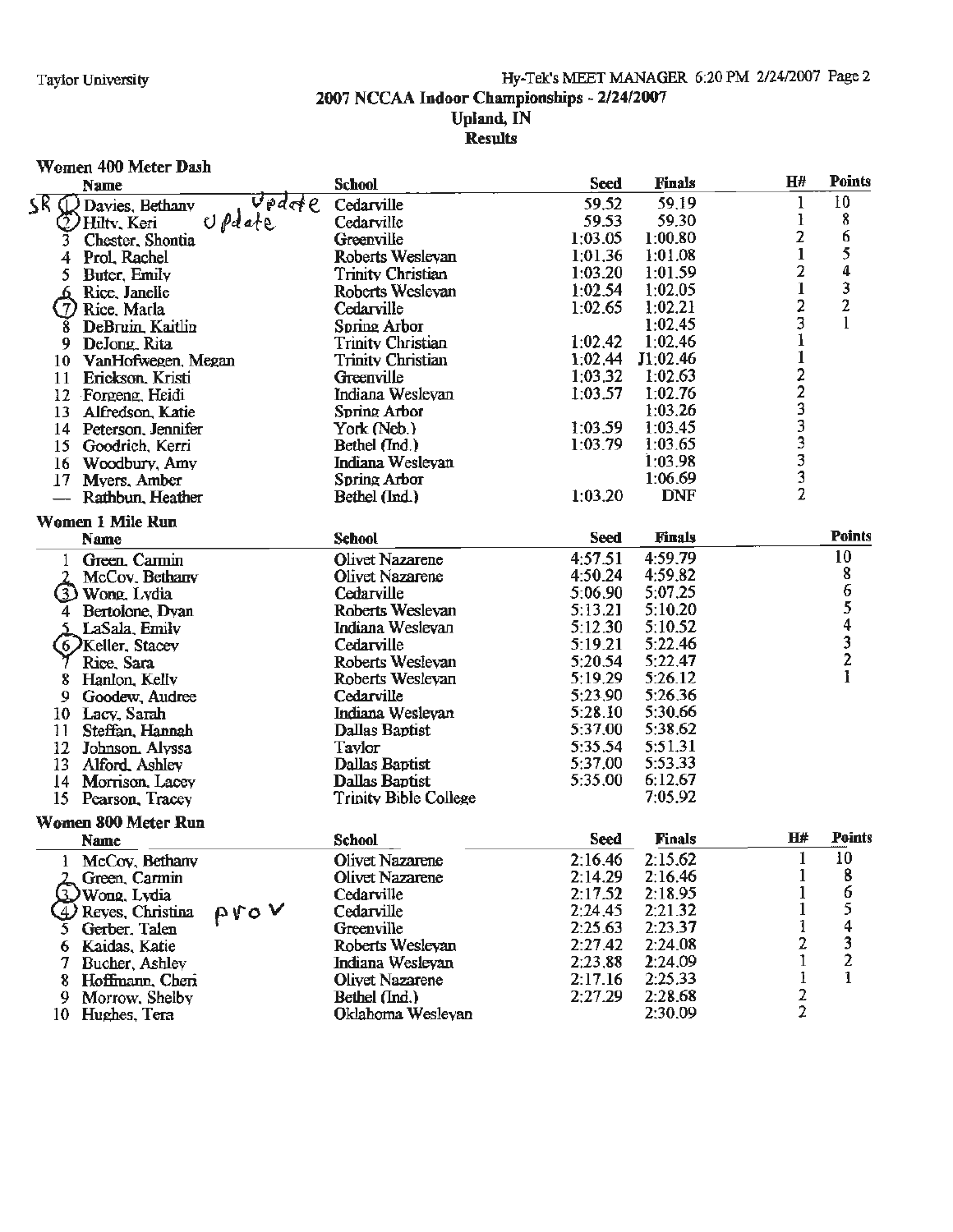# 2007 NCCAA Indoor Championships - 2/24/2007

## Upland, IN

## Results

### Women 400 Meter Dash

| | Name | School | Seed | Finals | H# | Points |
|---|---|---|---|---|---|---|
| 1 | Davies, Bethany | Cedarville | 59.52 | 59.19 | 1 | 10 |
| 2 | Hilty, Keri | Cedarville | 59.53 | 59.30 | 1 | 8 |
| 3 | Chester, Shontia | Greenville | 1:03.05 | 1:00.80 | 2 | 6 |
| 4 | Prol, Rachel | Roberts Wesleyan | 1:01.36 | 1:01.08 | 1 | 5 |
| 5 | Buter, Emily | Trinity Christian | 1:03.20 | 1:01.59 | 2 | 4 |
| 6 | Rice, Janelle | Roberts Wesleyan | 1:02.54 | 1:02.05 | 1 | 3 |
| 7 | Rice, Marla | Cedarville | 1:02.65 | 1:02.21 | 2 | 2 |
| 8 | DeBruin, Kaitlin | Spring Arbor | | 1:02.45 | 3 | 1 |
| 9 | DeJong, Rita | Trinity Christian | 1:02.42 | 1:02.46 | 1 | |
| 10 | VanHofwegen, Megan | Trinity Christian | 1:02.44 | J1:02.46 | 1 | |
| 11 | Erickson, Kristi | Greenville | 1:03.32 | 1:02.63 | 2 | |
| 12 | Forgeng, Heidi | Indiana Wesleyan | 1:03.57 | 1:02.76 | 2 | |
| 13 | Alfredson, Katie | Spring Arbor | | 1:03.26 | 3 | |
| 14 | Peterson, Jennifer | York (Neb.) | 1:03.59 | 1:03.45 | 3 | |
| 15 | Goodrich, Kerri | Bethel (Ind.) | 1:03.79 | 1:03.65 | 3 | |
| 16 | Woodbury, Amy | Indiana Wesleyan | | 1:03.98 | 3 | |
| 17 | Myers, Amber | Spring Arbor | | 1:06.69 | 3 | |
| --- | Rathbun, Heather | Bethel (Ind.) | 1:03.20 | DNF | 2 | |

### Women 1 Mile Run

| | Name | School | Seed | Finals | Points |
|---|---|---|---|---|---|
| 1 | Green, Carmin | Olivet Nazarene | 4:57.51 | 4:59.79 | 10 |
| 2 | McCoy, Bethany | Olivet Nazarene | 4:50.24 | 4:59.82 | 8 |
| 3 | Wong, Lydia | Cedarville | 5:06.90 | 5:07.25 | 6 |
| 4 | Bertolone, Dyan | Roberts Wesleyan | 5:13.21 | 5:10.20 | 5 |
| 5 | LaSala, Emily | Indiana Wesleyan | 5:12.30 | 5:10.52 | 4 |
| 6 | Keller, Stacey | Cedarville | 5:19.21 | 5:22.46 | 3 |
| 7 | Rice, Sara | Roberts Wesleyan | 5:20.54 | 5:22.47 | 2 |
| 8 | Hanlon, Kelly | Roberts Wesleyan | 5:19.29 | 5:26.12 | 1 |
| 9 | Goodew, Audree | Cedarville | 5:23.90 | 5:26.36 | |
| 10 | Lacy, Sarah | Indiana Wesleyan | 5:28.10 | 5:30.66 | |
| 11 | Steffan, Hannah | Dallas Baptist | 5:37.00 | 5:38.62 | |
| 12 | Johnson, Alyssa | Taylor | 5:35.54 | 5:51.31 | |
| 13 | Alford, Ashley | Dallas Baptist | 5:37.00 | 5:53.33 | |
| 14 | Morrison, Lacey | Dallas Baptist | 5:35.00 | 6:12.67 | |
| 15 | Pearson, Tracey | Trinity Bible College | | 7:05.92 | |

### Women 800 Meter Run

| | Name | School | Seed | Finals | H# | Points |
|---|---|---|---|---|---|---|
| 1 | McCoy, Bethany | Olivet Nazarene | 2:16.46 | 2:15.62 | 1 | 10 |
| 2 | Green, Carmin | Olivet Nazarene | 2:14.29 | 2:16.46 | 1 | 8 |
| 3 | Wong, Lydia | Cedarville | 2:17.52 | 2:18.95 | 1 | 6 |
| 4 | Reyes, Christina | Cedarville | 2:24.45 | 2:21.32 | 1 | 5 |
| 5 | Gerber, Talen | Greenville | 2:25.63 | 2:23.37 | 1 | 4 |
| 6 | Kaidas, Katie | Roberts Wesleyan | 2:27.42 | 2:24.08 | 2 | 3 |
| 7 | Bucher, Ashley | Indiana Wesleyan | 2:23.88 | 2:24.09 | 1 | 2 |
| 8 | Hoffmann, Cheri | Olivet Nazarene | 2:17.16 | 2:25.33 | 1 | 1 |
| 9 | Morrow, Shelby | Bethel (Ind.) | 2:27.29 | 2:28.68 | 2 | |
| 10 | Hughes, Tera | Oklahoma Wesleyan | | 2:30.09 | 2 | |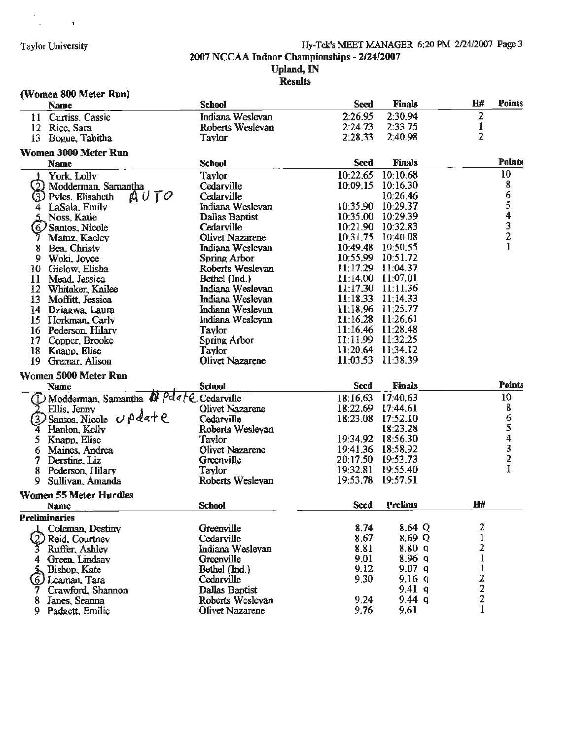## 2007 NCCAA Indoor Championships - 2/24/2007

### Upland, IN

### Results

**(Women 800 Meter Run)**

| | Name | School | Seed | Finals | H# | Points |
|---|---|---|---|---|---|---|
| 11 | Curtiss, Cassie | Indiana Wesleyan | 2:26.95 | 2:30.94 | 2 | |
| 12 | Rice, Sara | Roberts Wesleyan | 2:24.73 | 2:33.75 | 1 | |
| 13 | Bogue, Tabitha | Taylor | 2:28.33 | 2:40.98 | 2 | |

**Women 3000 Meter Run**

| | Name | School | Seed | Finals | Points |
|---|---|---|---|---|---|
| 1 | York, Lolly | Taylor | 10:22.65 | 10:10.68 | 10 |
| 2 | Modderman, Samantha | Cedarville | 10:09.15 | 10:16.30 | 8 |
| 3 | Pyles, Elisabeth AUTO | Cedarville | | 10:26.46 | 6 |
| 4 | LaSala, Emily | Indiana Wesleyan | 10:35.90 | 10:29.37 | 5 |
| 5 | Noss, Katie | Dallas Baptist | 10:35.00 | 10:29.39 | 4 |
| 6 | Santos, Nicole | Cedarville | 10:21.90 | 10:32.83 | 3 |
| 7 | Matuz, Kaeley | Olivet Nazarene | 10:31.75 | 10:40.08 | 2 |
| 8 | Bea, Christy | Indiana Wesleyan | 10:49.48 | 10:50.55 | 1 |
| 9 | Woki, Joyce | Spring Arbor | 10:55.99 | 10:51.72 | |
| 10 | Gielow, Elisha | Roberts Wesleyan | 11:17.29 | 11:04.37 | |
| 11 | Mead, Jessica | Bethel (Ind.) | 11:14.00 | 11:07.01 | |
| 12 | Whitaker, Kailee | Indiana Wesleyan | 11:17.30 | 11:11.36 | |
| 13 | Moffitt, Jessica | Indiana Wesleyan | 11:18.33 | 11:14.33 | |
| 14 | Dziagwa, Laura | Indiana Wesleyan | 11:18.96 | 11:25.77 | |
| 15 | Horkman, Carly | Indiana Wesleyan | 11:16.28 | 11:26.61 | |
| 16 | Pederson, Hilary | Taylor | 11:16.46 | 11:28.48 | |
| 17 | Copper, Brooke | Spring Arbor | 11:11.99 | 11:32.25 | |
| 18 | Knapp, Elise | Taylor | 11:20.64 | 11:34.12 | |
| 19 | Gremar, Alison | Olivet Nazarene | 11:03.53 | 11:38.39 | |

**Women 5000 Meter Run**

| | Name | School | Seed | Finals | Points |
|---|---|---|---|---|---|
| 1 | Modderman, Samantha Update | Cedarville | 18:16.63 | 17:40.63 | 10 |
| 2 | Ellis, Jenny | Olivet Nazarene | 18:22.69 | 17:44.61 | 8 |
| 3 | Santos, Nicole Update | Cedarville | 18:23.08 | 17:52.10 | 6 |
| 4 | Hanlon, Kelly | Roberts Wesleyan | | 18:23.28 | 5 |
| 5 | Knapp, Elise | Taylor | 19:34.92 | 18:56.30 | 4 |
| 6 | Maines, Andrea | Olivet Nazarene | 19:41.36 | 18:58.92 | 3 |
| 7 | Derstine, Liz | Greenville | 20:17.50 | 19:53.73 | 2 |
| 8 | Pederson, Hilary | Taylor | 19:32.81 | 19:55.40 | 1 |
| 9 | Sullivan, Amanda | Roberts Wesleyan | 19:53.78 | 19:57.51 | |

**Women 55 Meter Hurdles**

| | Name | School | Seed | Prelims | H# |
|---|---|---|---|---|---|
| **Preliminaries** | | | | | |
| 1 | Coleman, Destiny | Greenville | 8.74 | 8.64 Q | 2 |
| 2 | Reid, Courtney | Cedarville | 8.67 | 8.69 Q | 1 |
| 3 | Ruffer, Ashley | Indiana Wesleyan | 8.81 | 8.80 q | 2 |
| 4 | Green, Lindsay | Greenville | 9.01 | 8.96 q | 1 |
| 5 | Bishop, Kate | Bethel (Ind.) | 9.12 | 9.07 q | 1 |
| 6 | Leaman, Tara | Cedarville | 9.30 | 9.16 q | 2 |
| 7 | Crawford, Shannon | Dallas Baptist | | 9.41 q | 2 |
| 8 | Janes, Seanna | Roberts Wesleyan | 9.24 | 9.44 q | 2 |
| 9 | Padgett, Emilie | Olivet Nazarene | 9.76 | 9.61 | 1 |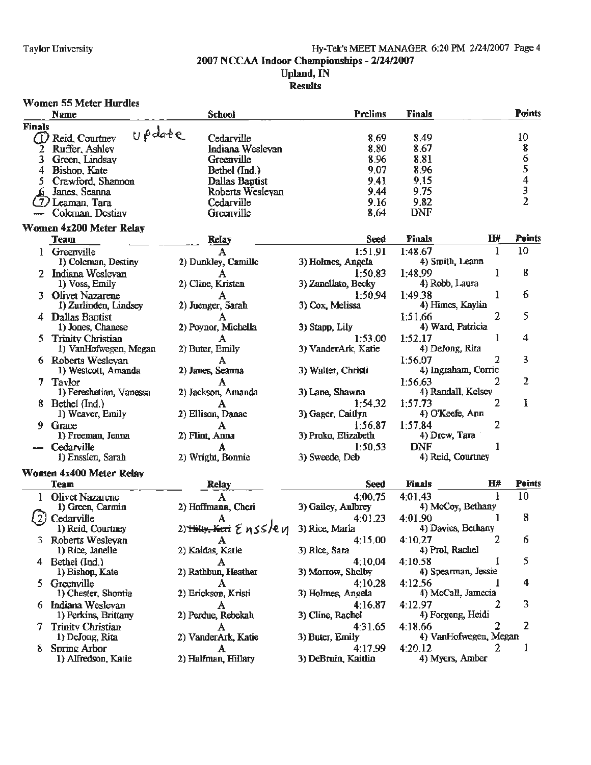Taylor University

Hy-Tek's MEET MANAGER 6:20 PM 2/24/2007 Page 4

## 2007 NCCAA Indoor Championships - 2/24/2007

### Upland, IN

### Results

#### Women 55 Meter Hurdles

| | Name | School | Prelims | Finals | Points |
|---|---|---|---|---|---|
| **Finals** | | | | | |
| 1 | Reid, Courtney *update* | Cedarville | 8.69 | 8.49 | 10 |
| 2 | Ruffer, Ashley | Indiana Wesleyan | 8.80 | 8.67 | 8 |
| 3 | Green, Lindsay | Greenville | 8.96 | 8.81 | 6 |
| 4 | Bishop, Kate | Bethel (Ind.) | 9.07 | 8.96 | 5 |
| 5 | Crawford, Shannon | Dallas Baptist | 9.41 | 9.15 | 4 |
| 6 | Janes, Seanna | Roberts Wesleyan | 9.44 | 9.75 | 3 |
| 7 | Leaman, Tara | Cedarville | 9.16 | 9.82 | 2 |
| --- | Coleman, Destiny | Greenville | 8.64 | DNF | |

#### Women 4x200 Meter Relay

| | Team | Relay | Seed | Finals | H# | Points |
|---|---|---|---|---|---|---|
| 1 | Greenville | A | 1:51.91 | 1:48.67 | 1 | 10 |
| | 1) Coleman, Destiny | 2) Dunkley, Camille | 3) Holmes, Angela | 4) Smith, Leann | | |
| 2 | Indiana Wesleyan | A | 1:50.83 | 1:48.99 | 1 | 8 |
| | 1) Voss, Emily | 2) Cline, Kristen | 3) Zanellato, Becky | 4) Robb, Laura | | |
| 3 | Olivet Nazarene | A | 1:50.94 | 1:49.38 | 1 | 6 |
| | 1) Zurlinden, Lindsey | 2) Juenger, Sarah | 3) Cox, Melissa | 4) Himes, Kaylin | | |
| 4 | Dallas Baptist | A | | 1:51.66 | 2 | 5 |
| | 1) Jones, Chanese | 2) Poynor, Michella | 3) Stapp, Lily | 4) Ward, Patricia | | |
| 5 | Trinity Christian | A | 1:53.00 | 1:52.17 | 1 | 4 |
| | 1) VanHofwegen, Megan | 2) Buter, Emily | 3) VanderArk, Katie | 4) DeJong, Rita | | |
| 6 | Roberts Wesleyan | A | | 1:56.07 | 2 | 3 |
| | 1) Westcott, Amanda | 2) Janes, Seanna | 3) Walter, Christi | 4) Ingraham, Corrie | | |
| 7 | Taylor | A | | 1:56.63 | 2 | 2 |
| | 1) Fereshetian, Vanessa | 2) Jackson, Amanda | 3) Lane, Shawna | 4) Randall, Kelsey | | |
| 8 | Bethel (Ind.) | A | 1:54.32 | 1:57.73 | 2 | 1 |
| | 1) Weaver, Emily | 2) Ellison, Danae | 3) Gager, Caitlyn | 4) O'Keefe, Ann | | |
| 9 | Grace | A | 1:56.87 | 1:57.84 | 2 | |
| | 1) Freeman, Jenna | 2) Flint, Anna | 3) Proko, Elizabeth | 4) Drew, Tara | | |
| --- | Cedarville | A | 1:50.53 | DNF | 1 | |
| | 1) Ensslen, Sarah | 2) Wright, Bonnie | 3) Sweede, Deb | 4) Reid, Courtney | | |

#### Women 4x400 Meter Relay

| | Team | Relay | Seed | Finals | H# | Points |
|---|---|---|---|---|---|---|
| 1 | Olivet Nazarene | A | 4:00.75 | 4:01.43 | 1 | 10 |
| | 1) Green, Carmin | 2) Hoffmann, Cheri | 3) Gailey, Aubrey | 4) McCoy, Bethany | | |
| 2 | Cedarville | A | 4:01.23 | 4:01.90 | 1 | 8 |
| | 1) Reid, Courtney | 2) ~~Hilty, Keri~~ Ensslen | 3) Rice, Maria | 4) Davies, Bethany | | |
| 3 | Roberts Wesleyan | A | 4:15.00 | 4:10.27 | 2 | 6 |
| | 1) Rice, Janelle | 2) Kaidas, Katie | 3) Rice, Sara | 4) Prol, Rachel | | |
| 4 | Bethel (Ind.) | A | 4:10.04 | 4:10.58 | 1 | 5 |
| | 1) Bishop, Kate | 2) Rathbun, Heather | 3) Morrow, Shelby | 4) Spearman, Jessie | | |
| 5 | Greenville | A | 4:10.28 | 4:12.56 | 1 | 4 |
| | 1) Chester, Shontia | 2) Erickson, Kristi | 3) Holmes, Angela | 4) McCall, Jamecia | | |
| 6 | Indiana Wesleyan | A | 4:16.87 | 4:12.97 | 2 | 3 |
| | 1) Perkins, Brittany | 2) Perdue, Rebekah | 3) Cline, Rachel | 4) Forgeng, Heidi | | |
| 7 | Trinity Christian | A | 4:31.65 | 4:18.66 | 2 | 2 |
| | 1) DeJong, Rita | 2) VanderArk, Katie | 3) Buter, Emily | 4) VanHofwegen, Megan | | |
| 8 | Spring Arbor | A | 4:17.99 | 4:20.12 | 2 | 1 |
| | 1) Alfredson, Katie | 2) Halfman, Hillary | 3) DeBruin, Kaitlin | 4) Myers, Amber | | |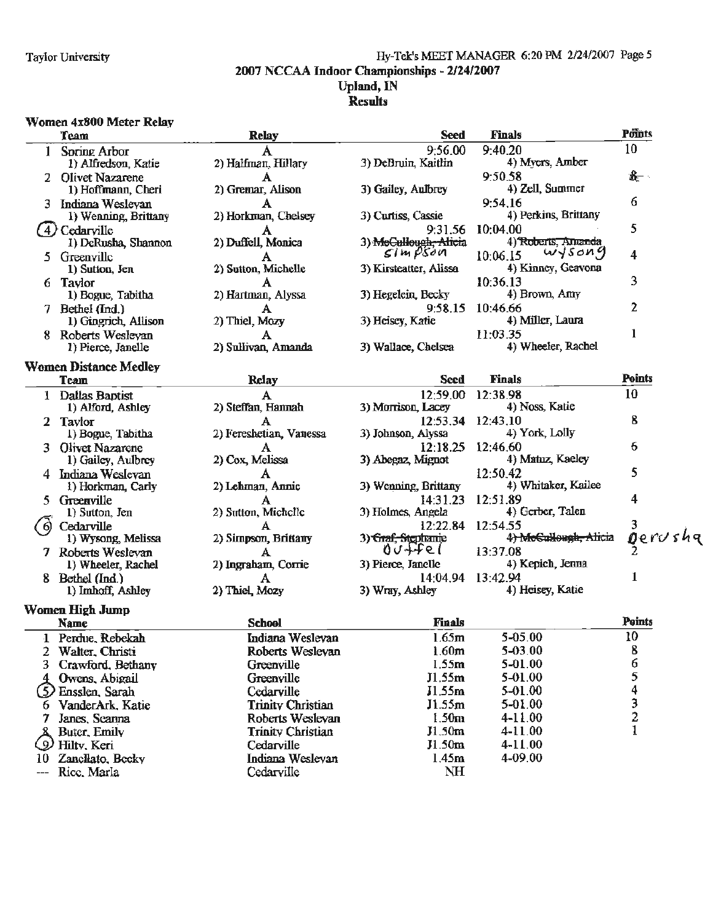## 2007 NCCAA Indoor Championships - 2/24/2007

## Upland, IN

## Results

### Women 4x800 Meter Relay

| | Team | Relay | Seed | Finals | Points |
|---|---|---|---|---|---|
| 1 | Spring Arbor | A | 9:56.00 | 9:40.20 | 10 |
| | 1) Alfredson, Katie | 2) Halfman, Hillary | 3) DeBruin, Kaitlin | 4) Myers, Amber | |
| 2 | Olivet Nazarene | A | | 9:50.58 | 8 |
| | 1) Hoffmann, Cheri | 2) Gremar, Alison | 3) Gailey, Aulbrey | 4) Zell, Summer | |
| 3 | Indiana Wesleyan | A | | 9:54.16 | 6 |
| | 1) Wenning, Brittany | 2) Horkman, Chelsey | 3) Curtiss, Cassie | 4) Perkins, Brittany | |
| (4) | Cedarville | A | 9:31.56 | 10:04.00 | 5 |
| | 1) DeRusha, Shannon | 2) Duffell, Monica | 3) ~~McCullough, Alicia~~ simpson | 4) ~~Roberts, Amanda~~ wysong | |
| 5 | Greenville | A | | 10:06.15 | 4 |
| | 1) Sutton, Jen | 2) Sutton, Michelle | 3) Kirsteatter, Alissa | 4) Kinney, Geavona | |
| 6 | Taylor | A | | 10:36.13 | 3 |
| | 1) Bogue, Tabitha | 2) Hartman, Alyssa | 3) Hegelein, Becky | 4) Brown, Amy | |
| 7 | Bethel (Ind.) | A | 9:58.15 | 10:46.66 | 2 |
| | 1) Gingrich, Allison | 2) Thiel, Mozy | 3) Heisey, Katie | 4) Miller, Laura | |
| 8 | Roberts Wesleyan | A | | 11:03.35 | 1 |
| | 1) Pierce, Janelle | 2) Sullivan, Amanda | 3) Wallace, Chelsea | 4) Wheeler, Rachel | |

### Women Distance Medley

| | Team | Relay | Seed | Finals | Points |
|---|---|---|---|---|---|
| 1 | Dallas Baptist | A | 12:59.00 | 12:38.98 | 10 |
| | 1) Alford, Ashley | 2) Steffan, Hannah | 3) Morrison, Lacey | 4) Noss, Katie | |
| 2 | Taylor | A | 12:53.34 | 12:43.10 | 8 |
| | 1) Bogue, Tabitha | 2) Fereshetian, Vanessa | 3) Johnson, Alyssa | 4) York, Lolly | |
| 3 | Olivet Nazarene | A | 12:18.25 | 12:46.60 | 6 |
| | 1) Gailey, Aulbrey | 2) Cox, Melissa | 3) Abegaz, Mignot | 4) Matuz, Kaeley | |
| 4 | Indiana Wesleyan | A | | 12:50.42 | 5 |
| | 1) Horkman, Carly | 2) Lehman, Annie | 3) Wenning, Brittany | 4) Whitaker, Kailee | |
| 5 | Greenville | A | 14:31.23 | 12:51.89 | 4 |
| | 1) Sutton, Jen | 2) Sutton, Michelle | 3) Holmes, Angela | 4) Gerber, Talen | |
| (6) | Cedarville | A | 12:22.84 | 12:54.55 | 3 |
| | 1) Wysong, Melissa | 2) Simpson, Brittany | 3) ~~Graf, Stephanie~~ Duffel | 4) ~~McCullough, Alicia~~ Derusha | |
| 7 | Roberts Wesleyan | A | | 13:37.08 | 2 |
| | 1) Wheeler, Rachel | 2) Ingraham, Corrie | 3) Pierce, Janelle | 4) Kepich, Jenna | |
| 8 | Bethel (Ind.) | A | 14:04.94 | 13:42.94 | 1 |
| | 1) Imhoff, Ashley | 2) Thiel, Mozy | 3) Wray, Ashley | 4) Heisey, Katie | |

### Women High Jump

| | Name | School | Finals | | Points |
|---|---|---|---|---|---|
| 1 | Perdue, Rebekah | Indiana Wesleyan | 1.65m | 5-05.00 | 10 |
| 2 | Walter, Christi | Roberts Wesleyan | 1.60m | 5-03.00 | 8 |
| 3 | Crawford, Bethany | Greenville | 1.55m | 5-01.00 | 6 |
| 4 | Owens, Abigail | Greenville | J1.55m | 5-01.00 | 5 |
| (5) | Ensslen, Sarah | Cedarville | J1.55m | 5-01.00 | 4 |
| 6 | VanderArk, Katie | Trinity Christian | J1.55m | 5-01.00 | 3 |
| 7 | Janes, Seanna | Roberts Wesleyan | 1.50m | 4-11.00 | 2 |
| 8 | Buter, Emily | Trinity Christian | J1.50m | 4-11.00 | 1 |
| (9) | Hilty, Keri | Cedarville | J1.50m | 4-11.00 | |
| 10 | Zanellato, Becky | Indiana Wesleyan | 1.45m | 4-09.00 | |
| --- | Rice, Marla | Cedarville | NH | | |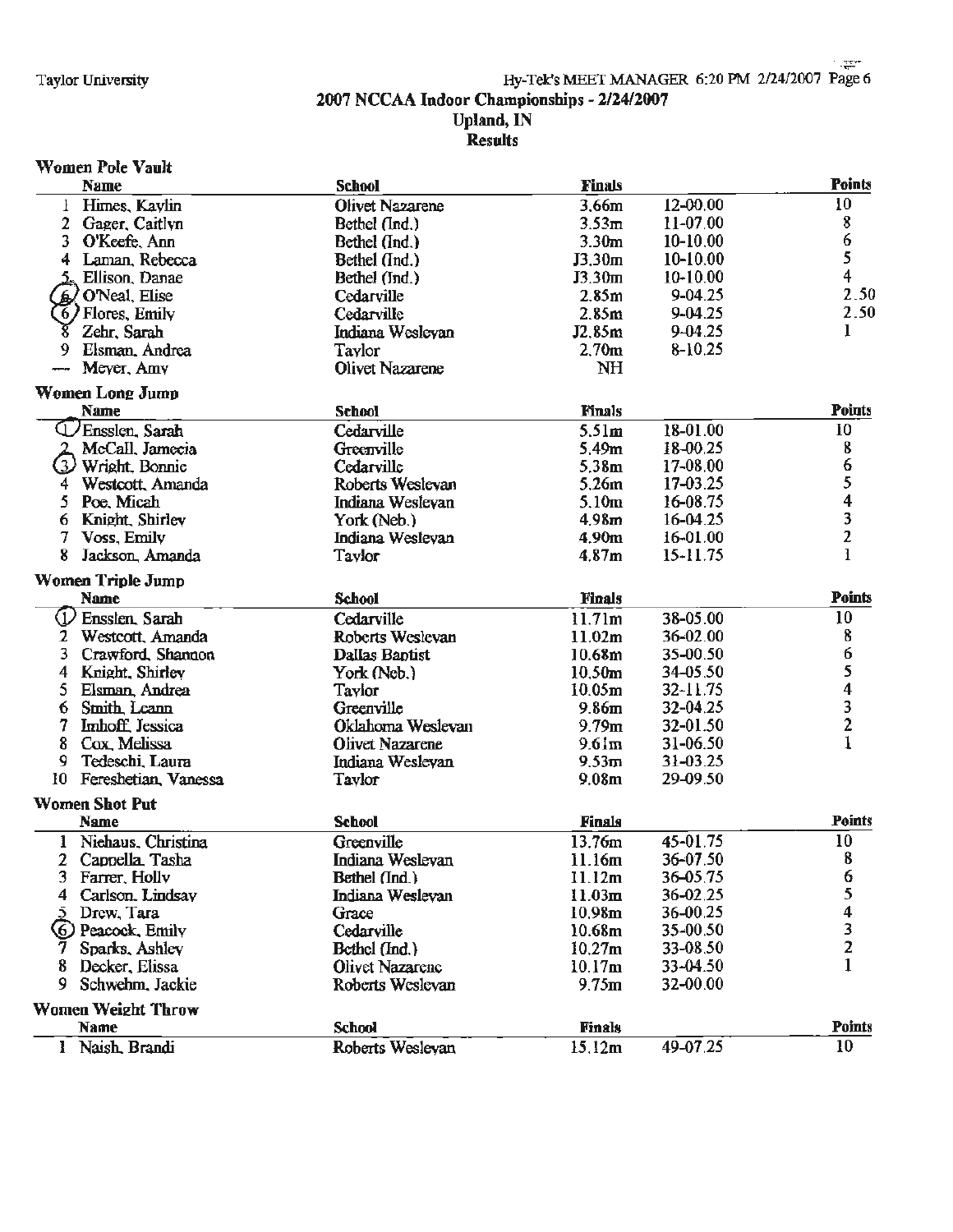2007 NCCAA Indoor Championships - 2/24/2007

Upland, IN

Results

## Women Pole Vault

| | Name | School | Finals | | Points |
|---|---|---|---|---|---|
| 1 | Himes, Kaylin | Olivet Nazarene | 3.66m | 12-00.00 | 10 |
| 2 | Gager, Caitlyn | Bethel (Ind.) | 3.53m | 11-07.00 | 8 |
| 3 | O'Keefe, Ann | Bethel (Ind.) | 3.30m | 10-10.00 | 6 |
| 4 | Laman, Rebecca | Bethel (Ind.) | J3.30m | 10-10.00 | 5 |
| 5 | Ellison, Danae | Bethel (Ind.) | J3.30m | 10-10.00 | 4 |
| 6 | O'Neal, Elise | Cedarville | 2.85m | 9-04.25 | 2.50 |
| 6 | Flores, Emily | Cedarville | 2.85m | 9-04.25 | 2.50 |
| 8 | Zehr, Sarah | Indiana Wesleyan | J2.85m | 9-04.25 | 1 |
| 9 | Elsman, Andrea | Taylor | 2.70m | 8-10.25 | |
| --- | Meyer, Amy | Olivet Nazarene | NH | | |

## Women Long Jump

| | Name | School | Finals | | Points |
|---|---|---|---|---|---|
| 1 | Ensslen, Sarah | Cedarville | 5.51m | 18-01.00 | 10 |
| 2 | McCall, Jamecia | Greenville | 5.49m | 18-00.25 | 8 |
| 3 | Wright, Bonnie | Cedarville | 5.38m | 17-08.00 | 6 |
| 4 | Westcott, Amanda | Roberts Wesleyan | 5.26m | 17-03.25 | 5 |
| 5 | Poe, Micah | Indiana Wesleyan | 5.10m | 16-08.75 | 4 |
| 6 | Knight, Shirley | York (Neb.) | 4.98m | 16-04.25 | 3 |
| 7 | Voss, Emily | Indiana Wesleyan | 4.90m | 16-01.00 | 2 |
| 8 | Jackson, Amanda | Taylor | 4.87m | 15-11.75 | 1 |

## Women Triple Jump

| | Name | School | Finals | | Points |
|---|---|---|---|---|---|
| 1 | Ensslen, Sarah | Cedarville | 11.71m | 38-05.00 | 10 |
| 2 | Westcott, Amanda | Roberts Wesleyan | 11.02m | 36-02.00 | 8 |
| 3 | Crawford, Shannon | Dallas Baptist | 10.68m | 35-00.50 | 6 |
| 4 | Knight, Shirley | York (Neb.) | 10.50m | 34-05.50 | 5 |
| 5 | Elsman, Andrea | Taylor | 10.05m | 32-11.75 | 4 |
| 6 | Smith, Leann | Greenville | 9.86m | 32-04.25 | 3 |
| 7 | Imhoff, Jessica | Oklahoma Wesleyan | 9.79m | 32-01.50 | 2 |
| 8 | Cox, Melissa | Olivet Nazarene | 9.61m | 31-06.50 | 1 |
| 9 | Tedeschi, Laura | Indiana Wesleyan | 9.53m | 31-03.25 | |
| 10 | Fereshetian, Vanessa | Taylor | 9.08m | 29-09.50 | |

## Women Shot Put

| | Name | School | Finals | | Points |
|---|---|---|---|---|---|
| 1 | Niehaus, Christina | Greenville | 13.76m | 45-01.75 | 10 |
| 2 | Cappella, Tasha | Indiana Wesleyan | 11.16m | 36-07.50 | 8 |
| 3 | Farrer, Holly | Bethel (Ind.) | 11.12m | 36-05.75 | 6 |
| 4 | Carlson, Lindsay | Indiana Wesleyan | 11.03m | 36-02.25 | 5 |
| 5 | Drew, Tara | Grace | 10.98m | 36-00.25 | 4 |
| 6 | Peacock, Emily | Cedarville | 10.68m | 35-00.50 | 3 |
| 7 | Sparks, Ashley | Bethel (Ind.) | 10.27m | 33-08.50 | 2 |
| 8 | Decker, Elissa | Olivet Nazarene | 10.17m | 33-04.50 | 1 |
| 9 | Schwehm, Jackie | Roberts Wesleyan | 9.75m | 32-00.00 | |

## Women Weight Throw

| | Name | School | Finals | | Points |
|---|---|---|---|---|---|
| 1 | Naish, Brandi | Roberts Wesleyan | 15.12m | 49-07.25 | 10 |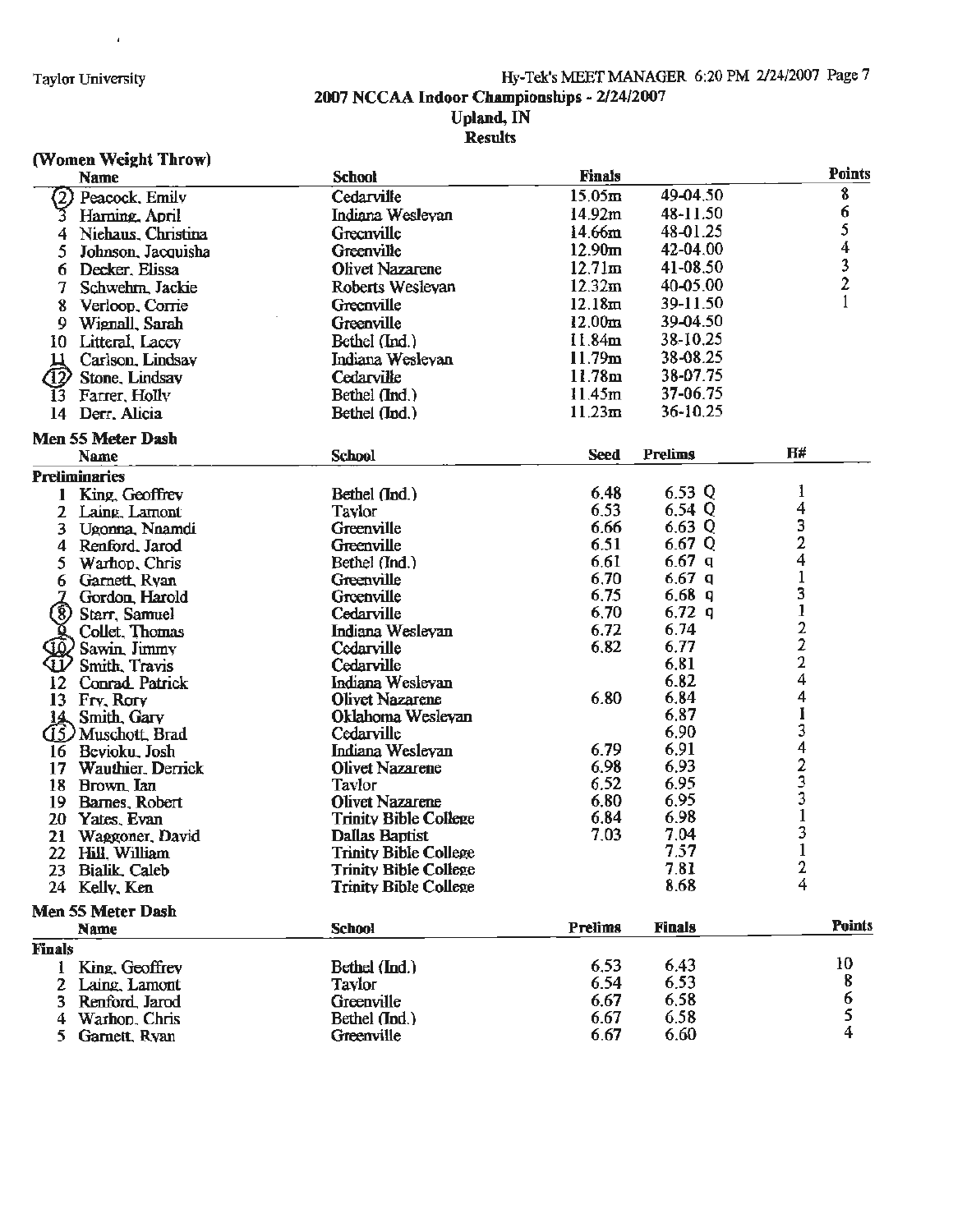## 2007 NCCAA Indoor Championships - 2/24/2007

### Upland, IN

### Results

### (Women Weight Throw)

| | Name | School | Finals | | Points |
|---|---|---|---|---|---|
| 2 | Peacock, Emily | Cedarville | 15.05m | 49-04.50 | 8 |
| 3 | Harning, April | Indiana Wesleyan | 14.92m | 48-11.50 | 6 |
| 4 | Niehaus, Christina | Greenville | 14.66m | 48-01.25 | 5 |
| 5 | Johnson, Jacquisha | Greenville | 12.90m | 42-04.00 | 4 |
| 6 | Decker, Elissa | Olivet Nazarene | 12.71m | 41-08.50 | 3 |
| 7 | Schwehm, Jackie | Roberts Wesleyan | 12.32m | 40-05.00 | 2 |
| 8 | Verloop, Corrie | Greenville | 12.18m | 39-11.50 | 1 |
| 9 | Wignall, Sarah | Greenville | 12.00m | 39-04.50 | |
| 10 | Litteral, Lacey | Bethel (Ind.) | 11.84m | 38-10.25 | |
| 11 | Carlson, Lindsay | Indiana Wesleyan | 11.79m | 38-08.25 | |
| 12 | Stone, Lindsay | Cedarville | 11.78m | 38-07.75 | |
| 13 | Farrer, Holly | Bethel (Ind.) | 11.45m | 37-06.75 | |
| 14 | Derr, Alicia | Bethel (Ind.) | 11.23m | 36-10.25 | |

### Men 55 Meter Dash

**Preliminaries**

| | Name | School | Seed | Prelims | | H# |
|---|---|---|---|---|---|---|
| 1 | King, Geoffrey | Bethel (Ind.) | 6.48 | 6.53 | Q | 1 |
| 2 | Laing, Lamont | Taylor | 6.53 | 6.54 | Q | 4 |
| 3 | Ugonna, Nnamdi | Greenville | 6.66 | 6.63 | Q | 3 |
| 4 | Renford, Jarod | Greenville | 6.51 | 6.67 | Q | 2 |
| 5 | Warhop, Chris | Bethel (Ind.) | 6.61 | 6.67 | q | 4 |
| 6 | Garnett, Ryan | Greenville | 6.70 | 6.67 | q | 1 |
| 7 | Gordon, Harold | Greenville | 6.75 | 6.68 | q | 3 |
| 8 | Starr, Samuel | Cedarville | 6.70 | 6.72 | q | 1 |
| 9 | Collet, Thomas | Indiana Wesleyan | 6.72 | 6.74 | | 2 |
| 10 | Sawin, Jimmy | Cedarville | 6.82 | 6.77 | | 2 |
| 11 | Smith, Travis | Cedarville | | 6.81 | | 2 |
| 12 | Conrad, Patrick | Indiana Wesleyan | | 6.82 | | 4 |
| 13 | Fry, Rory | Olivet Nazarene | 6.80 | 6.84 | | 4 |
| 14 | Smith, Gary | Oklahoma Wesleyan | | 6.87 | | 1 |
| 15 | Muschott, Brad | Cedarville | | 6.90 | | 3 |
| 16 | Beyioku, Josh | Indiana Wesleyan | 6.79 | 6.91 | | 4 |
| 17 | Wauthier, Derrick | Olivet Nazarene | 6.98 | 6.93 | | 2 |
| 18 | Brown, Ian | Taylor | 6.52 | 6.95 | | 3 |
| 19 | Barnes, Robert | Olivet Nazarene | 6.80 | 6.95 | | 3 |
| 20 | Yates, Evan | Trinity Bible College | 6.84 | 6.98 | | 1 |
| 21 | Waggoner, David | Dallas Baptist | 7.03 | 7.04 | | 3 |
| 22 | Hill, William | Trinity Bible College | | 7.57 | | 1 |
| 23 | Bialik, Caleb | Trinity Bible College | | 7.81 | | 2 |
| 24 | Kelly, Ken | Trinity Bible College | | 8.68 | | 4 |

### Men 55 Meter Dash

**Finals**

| | Name | School | Prelims | Finals | Points |
|---|---|---|---|---|---|
| 1 | King, Geoffrey | Bethel (Ind.) | 6.53 | 6.43 | 10 |
| 2 | Laing, Lamont | Taylor | 6.54 | 6.53 | 8 |
| 3 | Renford, Jarod | Greenville | 6.67 | 6.58 | 6 |
| 4 | Warhop, Chris | Bethel (Ind.) | 6.67 | 6.58 | 5 |
| 5 | Garnett, Ryan | Greenville | 6.67 | 6.60 | 4 |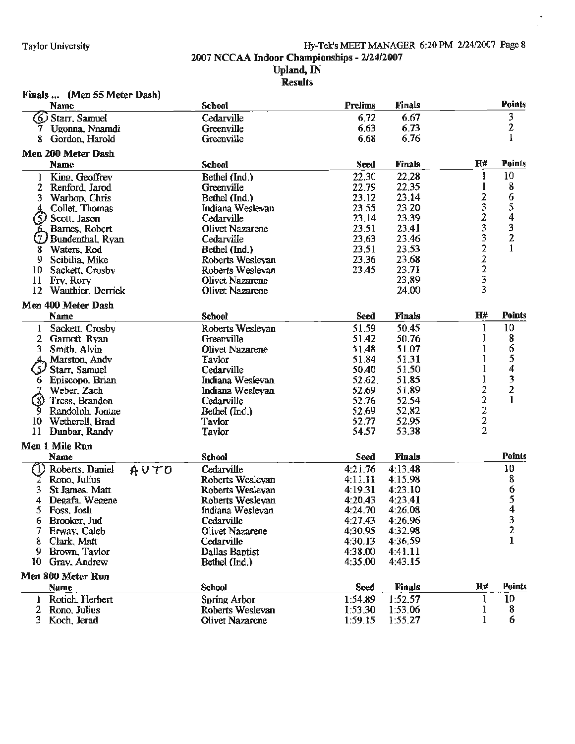## 2007 NCCAA Indoor Championships - 2/24/2007

## Upland, IN

## Results

### Finals ... (Men 55 Meter Dash)

| | Name | School | Prelims | Finals | Points |
|---|---|---|---|---|---|
| 6 | Starr, Samuel | Cedarville | 6.72 | 6.67 | 3 |
| 7 | Ugonna, Nnamdi | Greenville | 6.63 | 6.73 | 2 |
| 8 | Gordon, Harold | Greenville | 6.68 | 6.76 | 1 |

### Men 200 Meter Dash

| | Name | School | Seed | Finals | H# | Points |
|---|---|---|---|---|---|---|
| 1 | King, Geoffrey | Bethel (Ind.) | 22.30 | 22.28 | 1 | 10 |
| 2 | Renford, Jarod | Greenville | 22.79 | 22.35 | 1 | 8 |
| 3 | Warhop, Chris | Bethel (Ind.) | 23.12 | 23.14 | 2 | 6 |
| 4 | Collet, Thomas | Indiana Wesleyan | 23.55 | 23.20 | 3 | 5 |
| 5 | Scott, Jason | Cedarville | 23.14 | 23.39 | 2 | 4 |
| 6 | Barnes, Robert | Olivet Nazarene | 23.51 | 23.41 | 3 | 3 |
| 7 | Bundenthal, Ryan | Cedarville | 23.63 | 23.46 | 3 | 2 |
| 8 | Waters, Rod | Bethel (Ind.) | 23.51 | 23.53 | 2 | 1 |
| 9 | Scibilia, Mike | Roberts Wesleyan | 23.36 | 23.68 | 2 | |
| 10 | Sackett, Crosby | Roberts Wesleyan | 23.45 | 23.71 | 2 | |
| 11 | Fry, Rory | Olivet Nazarene | | 23.89 | 3 | |
| 12 | Wauthier, Derrick | Olivet Nazarene | | 24.00 | 3 | |

### Men 400 Meter Dash

| | Name | School | Seed | Finals | H# | Points |
|---|---|---|---|---|---|---|
| 1 | Sackett, Crosby | Roberts Wesleyan | 51.59 | 50.45 | 1 | 10 |
| 2 | Garnett, Ryan | Greenville | 51.42 | 50.76 | 1 | 8 |
| 3 | Smith, Alvin | Olivet Nazarene | 51.48 | 51.07 | 1 | 6 |
| 4 | Marston, Andy | Taylor | 51.84 | 51.31 | 1 | 5 |
| 5 | Starr, Samuel | Cedarville | 50.40 | 51.50 | 1 | 4 |
| 6 | Episcopo, Brian | Indiana Wesleyan | 52.62 | 51.85 | 1 | 3 |
| 7 | Weber, Zach | Indiana Wesleyan | 52.69 | 51.89 | 2 | 2 |
| 8 | Tress, Brandon | Cedarville | 52.76 | 52.54 | 2 | 1 |
| 9 | Randolph, Jontae | Bethel (Ind.) | 52.69 | 52.82 | 2 | |
| 10 | Wetherell, Brad | Taylor | 52.77 | 52.95 | 2 | |
| 11 | Dunbar, Randy | Taylor | 54.57 | 53.38 | 2 | |

### Men 1 Mile Run

| | Name | School | Seed | Finals | Points |
|---|---|---|---|---|---|
| 1 | Roberts, Daniel AUTO | Cedarville | 4:21.76 | 4:13.48 | 10 |
| 2 | Rono, Julius | Roberts Wesleyan | 4:11.11 | 4:15.98 | 8 |
| 3 | St James, Matt | Roberts Wesleyan | 4:19.31 | 4:23.10 | 6 |
| 4 | Degafa, Wegene | Roberts Wesleyan | 4:20.43 | 4:23.41 | 5 |
| 5 | Foss, Josh | Indiana Wesleyan | 4:24.70 | 4:26.08 | 4 |
| 6 | Brooker, Jud | Cedarville | 4:27.43 | 4:26.96 | 3 |
| 7 | Erway, Caleb | Olivet Nazarene | 4:30.95 | 4:32.98 | 2 |
| 8 | Clark, Matt | Cedarville | 4:30.13 | 4:36.59 | 1 |
| 9 | Brown, Taylor | Dallas Baptist | 4:38.00 | 4:41.11 | |
| 10 | Gray, Andrew | Bethel (Ind.) | 4:35.00 | 4:43.15 | |

### Men 800 Meter Run

| | Name | School | Seed | Finals | H# | Points |
|---|---|---|---|---|---|---|
| 1 | Rotich, Herbert | Spring Arbor | 1:54.89 | 1:52.57 | 1 | 10 |
| 2 | Rono, Julius | Roberts Wesleyan | 1:53.30 | 1:53.06 | 1 | 8 |
| 3 | Koch, Jerad | Olivet Nazarene | 1:59.15 | 1:55.27 | 1 | 6 |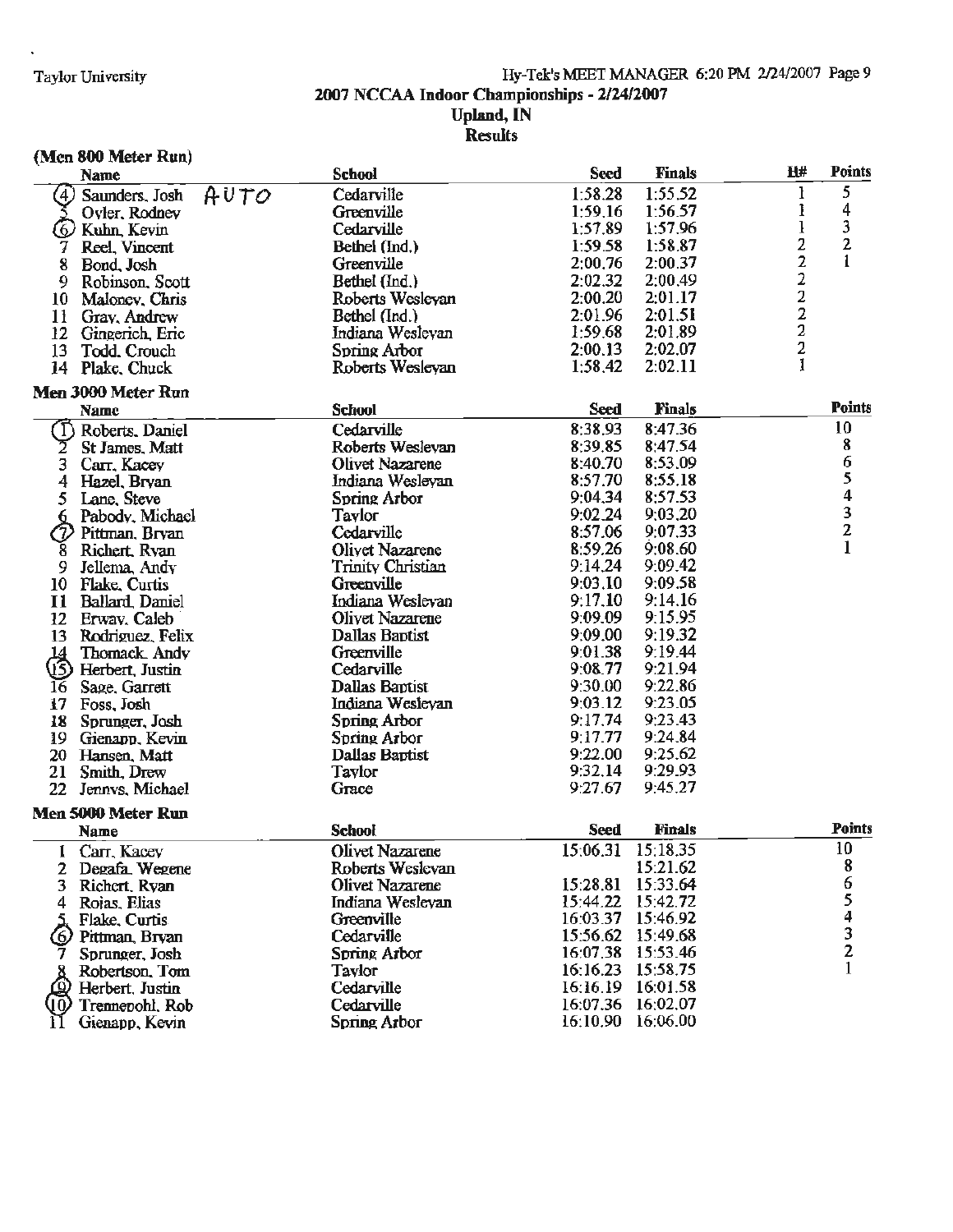Taylor University

## 2007 NCAA Indoor Championships - 2/24/2007

### Upland, IN

### Results

**(Men 800 Meter Run)**

| | Name | School | Seed | Finals | H# | Points |
|---|---|---|---|---|---|---|
| 4 | Saunders, Josh AUTO | Cedarville | 1:58.28 | 1:55.52 | 1 | 5 |
| 5 | Oyler, Rodney | Greenville | 1:59.16 | 1:56.57 | 1 | 4 |
| 6 | Kuhn, Kevin | Cedarville | 1:57.89 | 1:57.96 | 1 | 3 |
| 7 | Reel, Vincent | Bethel (Ind.) | 1:59.58 | 1:58.87 | 2 | 2 |
| 8 | Bond, Josh | Greenville | 2:00.76 | 2:00.37 | 2 | 1 |
| 9 | Robinson, Scott | Bethel (Ind.) | 2:02.32 | 2:00.49 | 2 | |
| 10 | Maloney, Chris | Roberts Wesleyan | 2:00.20 | 2:01.17 | 2 | |
| 11 | Gray, Andrew | Bethel (Ind.) | 2:01.96 | 2:01.51 | 2 | |
| 12 | Gingerich, Eric | Indiana Wesleyan | 1:59.68 | 2:01.89 | 2 | |
| 13 | Todd, Crouch | Spring Arbor | 2:00.13 | 2:02.07 | 2 | |
| 14 | Plake, Chuck | Roberts Wesleyan | 1:58.42 | 2:02.11 | 1 | |

**Men 3000 Meter Run**

| | Name | School | Seed | Finals | Points |
|---|---|---|---|---|---|
| 1 | Roberts, Daniel | Cedarville | 8:38.93 | 8:47.36 | 10 |
| 2 | St James, Matt | Roberts Wesleyan | 8:39.85 | 8:47.54 | 8 |
| 3 | Carr, Kacey | Olivet Nazarene | 8:40.70 | 8:53.09 | 6 |
| 4 | Hazel, Bryan | Indiana Wesleyan | 8:57.70 | 8:55.18 | 5 |
| 5 | Lane, Steve | Spring Arbor | 9:04.34 | 8:57.53 | 4 |
| 6 | Pabody, Michael | Taylor | 9:02.24 | 9:03.20 | 3 |
| 7 | Pittman, Bryan | Cedarville | 8:57.06 | 9:07.33 | 2 |
| 8 | Richert, Ryan | Olivet Nazarene | 8:59.26 | 9:08.60 | 1 |
| 9 | Jellema, Andy | Trinity Christian | 9:14.24 | 9:09.42 | |
| 10 | Flake, Curtis | Greenville | 9:03.10 | 9:09.58 | |
| 11 | Ballard, Daniel | Indiana Wesleyan | 9:17.10 | 9:14.16 | |
| 12 | Erway, Caleb | Olivet Nazarene | 9:09.09 | 9:15.95 | |
| 13 | Rodriguez, Felix | Dallas Baptist | 9:09.00 | 9:19.32 | |
| 14 | Thomack, Andy | Greenville | 9:01.38 | 9:19.44 | |
| 15 | Herbert, Justin | Cedarville | 9:08.77 | 9:21.94 | |
| 16 | Sage, Garrett | Dallas Baptist | 9:30.00 | 9:22.86 | |
| 17 | Foss, Josh | Indiana Wesleyan | 9:03.12 | 9:23.05 | |
| 18 | Sprunger, Josh | Spring Arbor | 9:17.74 | 9:23.43 | |
| 19 | Gienapp, Kevin | Spring Arbor | 9:17.77 | 9:24.84 | |
| 20 | Hansen, Matt | Dallas Baptist | 9:22.00 | 9:25.62 | |
| 21 | Smith, Drew | Taylor | 9:32.14 | 9:29.93 | |
| 22 | Jennys, Michael | Grace | 9:27.67 | 9:45.27 | |

**Men 5000 Meter Run**

| | Name | School | Seed | Finals | Points |
|---|---|---|---|---|---|
| 1 | Carr, Kacey | Olivet Nazarene | 15:06.31 | 15:18.35 | 10 |
| 2 | Degafa, Wegene | Roberts Wesleyan | | 15:21.62 | 8 |
| 3 | Richert, Ryan | Olivet Nazarene | 15:28.81 | 15:33.64 | 6 |
| 4 | Rojas, Elias | Indiana Wesleyan | 15:44.22 | 15:42.72 | 5 |
| 5 | Flake, Curtis | Greenville | 16:03.37 | 15:46.92 | 4 |
| 6 | Pittman, Bryan | Cedarville | 15:56.62 | 15:49.68 | 3 |
| 7 | Sprunger, Josh | Spring Arbor | 16:07.38 | 15:53.46 | 2 |
| 8 | Robertson, Tom | Taylor | 16:16.23 | 15:58.75 | 1 |
| 9 | Herbert, Justin | Cedarville | 16:16.19 | 16:01.58 | |
| 10 | Trennepohl, Rob | Cedarville | 16:07.36 | 16:02.07 | |
| 11 | Gienapp, Kevin | Spring Arbor | 16:10.90 | 16:06.00 | |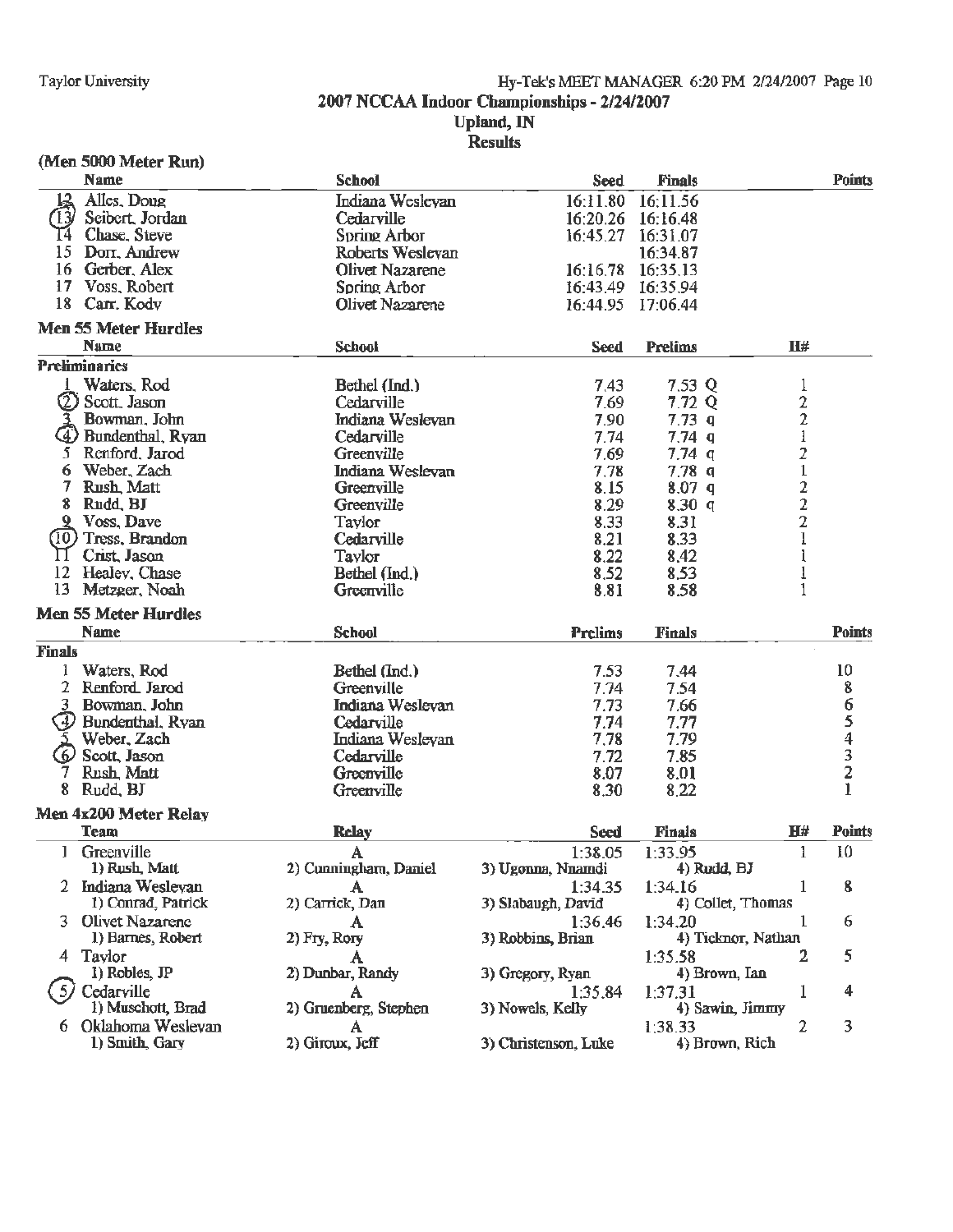## 2007 NCCAA Indoor Championships - 2/24/2007
### Upland, IN
### Results

### (Men 5000 Meter Run)

| | Name | School | Seed | Finals | Points |
|---|---|---|---|---|---|
| 12 | Alles, Doug | Indiana Wesleyan | 16:11.80 | 16:11.56 | |
| 13 | Seibert, Jordan | Cedarville | 16:20.26 | 16:16.48 | |
| 14 | Chase, Steve | Spring Arbor | 16:45.27 | 16:31.07 | |
| 15 | Dorr, Andrew | Roberts Wesleyan | | 16:34.87 | |
| 16 | Gerber, Alex | Olivet Nazarene | 16:16.78 | 16:35.13 | |
| 17 | Voss, Robert | Spring Arbor | 16:43.49 | 16:35.94 | |
| 18 | Carr, Kody | Olivet Nazarene | 16:44.95 | 17:06.44 | |

### Men 55 Meter Hurdles

**Preliminaries**

| | Name | School | Seed | Prelims | | H# |
|---|---|---|---|---|---|---|
| 1 | Waters, Rod | Bethel (Ind.) | 7.43 | 7.53 | Q | 1 |
| 2 | Scott, Jason | Cedarville | 7.69 | 7.72 | Q | 2 |
| 3 | Bowman, John | Indiana Wesleyan | 7.90 | 7.73 | q | 2 |
| 4 | Bundenthal, Ryan | Cedarville | 7.74 | 7.74 | q | 1 |
| 5 | Renford, Jarod | Greenville | 7.69 | 7.74 | q | 2 |
| 6 | Weber, Zach | Indiana Wesleyan | 7.78 | 7.78 | q | 1 |
| 7 | Rush, Matt | Greenville | 8.15 | 8.07 | q | 2 |
| 8 | Rudd, BJ | Greenville | 8.29 | 8.30 | q | 2 |
| 9 | Voss, Dave | Taylor | 8.33 | 8.31 | | 2 |
| 10 | Tress, Brandon | Cedarville | 8.21 | 8.33 | | 1 |
| 11 | Crist, Jason | Taylor | 8.22 | 8.42 | | 1 |
| 12 | Healey, Chase | Bethel (Ind.) | 8.52 | 8.53 | | 1 |
| 13 | Metzger, Noah | Greenville | 8.81 | 8.58 | | 1 |

### Men 55 Meter Hurdles

**Finals**

| | Name | School | Prelims | Finals | Points |
|---|---|---|---|---|---|
| 1 | Waters, Rod | Bethel (Ind.) | 7.53 | 7.44 | 10 |
| 2 | Renford, Jarod | Greenville | 7.74 | 7.54 | 8 |
| 3 | Bowman, John | Indiana Wesleyan | 7.73 | 7.66 | 6 |
| 4 | Bundenthal, Ryan | Cedarville | 7.74 | 7.77 | 5 |
| 5 | Weber, Zach | Indiana Wesleyan | 7.78 | 7.79 | 4 |
| 6 | Scott, Jason | Cedarville | 7.72 | 7.85 | 3 |
| 7 | Rush, Matt | Greenville | 8.07 | 8.01 | 2 |
| 8 | Rudd, BJ | Greenville | 8.30 | 8.22 | 1 |

### Men 4x200 Meter Relay

| | Team | Relay | Seed | Finals | H# | Points |
|---|---|---|---|---|---|---|
| 1 | Greenville | A | 1:38.05 | 1:33.95 | 1 | 10 |
| | 1) Rush, Matt | 2) Cunningham, Daniel | 3) Ugonna, Nnamdi | 4) Rudd, BJ | | |
| 2 | Indiana Wesleyan | A | 1:34.35 | 1:34.16 | 1 | 8 |
| | 1) Conrad, Patrick | 2) Carrick, Dan | 3) Slabaugh, David | 4) Collet, Thomas | | |
| 3 | Olivet Nazarene | A | 1:36.46 | 1:34.20 | 1 | 6 |
| | 1) Barnes, Robert | 2) Fry, Rory | 3) Robbins, Brian | 4) Ticknor, Nathan | | |
| 4 | Taylor | A | | 1:35.58 | 2 | 5 |
| | 1) Robles, JP | 2) Dunbar, Randy | 3) Gregory, Ryan | 4) Brown, Ian | | |
| 5 | Cedarville | A | 1:35.84 | 1:37.31 | 1 | 4 |
| | 1) Muschott, Brad | 2) Gruenberg, Stephen | 3) Nowels, Kelly | 4) Sawin, Jimmy | | |
| 6 | Oklahoma Wesleyan | A | | 1:38.33 | 2 | 3 |
| | 1) Smith, Gary | 2) Giroux, Jeff | 3) Christenson, Luke | 4) Brown, Rich | | |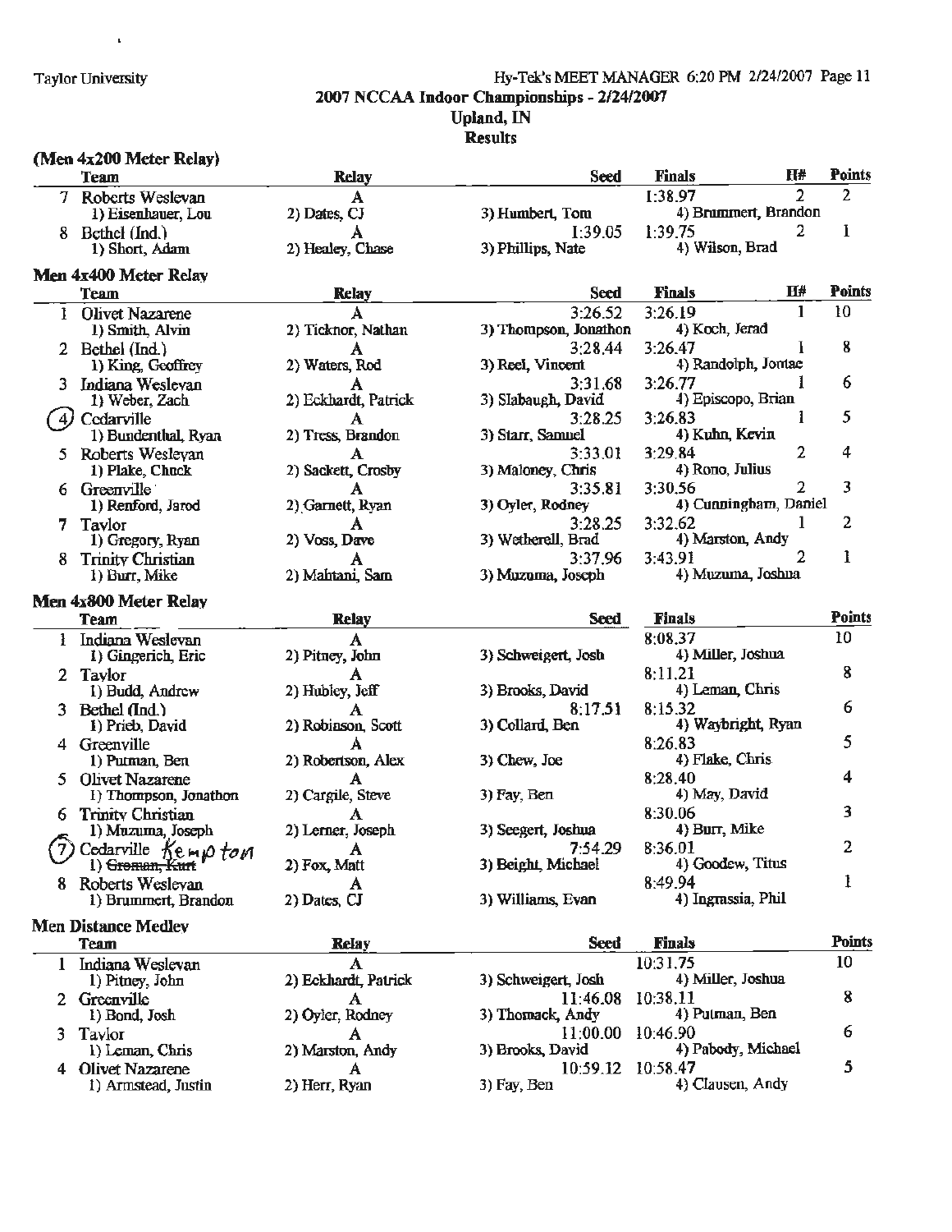## 2007 NCCAA Indoor Championships - 2/24/2007

**Upland, IN**

**Results**

### (Men 4x200 Meter Relay)

| | Team | Relay | | Seed | Finals | H# | Points |
|---|---|---|---|---|---|---|---|
| 7 | Roberts Wesleyan | A | | | 1:38.97 | 2 | 2 |
| | 1) Eisenhauer, Lou | 2) Dates, CJ | 3) Humbert, Tom | | 4) Brummert, Brandon | | |
| 8 | Bethel (Ind.) | A | | 1:39.05 | 1:39.75 | 2 | 1 |
| | 1) Short, Adam | 2) Healey, Chase | 3) Phillips, Nate | | 4) Wilson, Brad | | |

### Men 4x400 Meter Relay

| | Team | Relay | | Seed | Finals | H# | Points |
|---|---|---|---|---|---|---|---|
| 1 | Olivet Nazarene | A | | 3:26.52 | 3:26.19 | 1 | 10 |
| | 1) Smith, Alvin | 2) Ticknor, Nathan | 3) Thompson, Jonathon | | 4) Koch, Jerad | | |
| 2 | Bethel (Ind.) | A | | 3:28.44 | 3:26.47 | 1 | 8 |
| | 1) King, Geoffrey | 2) Waters, Rod | 3) Reel, Vincent | | 4) Randolph, Jontae | | |
| 3 | Indiana Wesleyan | A | | 3:31.68 | 3:26.77 | 1 | 6 |
| | 1) Weber, Zach | 2) Eckhardt, Patrick | 3) Slabaugh, David | | 4) Episcopo, Brian | | |
| (4) | Cedarville | A | | 3:28.25 | 3:26.83 | 1 | 5 |
| | 1) Bundenthal, Ryan | 2) Tress, Brandon | 3) Starr, Samuel | | 4) Kuhn, Kevin | | |
| 5 | Roberts Wesleyan | A | | 3:33.01 | 3:29.84 | 2 | 4 |
| | 1) Plake, Chuck | 2) Sackett, Crosby | 3) Maloney, Chris | | 4) Rono, Julius | | |
| 6 | Greenville | A | | 3:35.81 | 3:30.56 | 2 | 3 |
| | 1) Renford, Jarod | 2) Garnett, Ryan | 3) Oyler, Rodney | | 4) Cunningham, Daniel | | |
| 7 | Taylor | A | | 3:28.25 | 3:32.62 | 1 | 2 |
| | 1) Gregory, Ryan | 2) Voss, Dave | 3) Wetherell, Brad | | 4) Marston, Andy | | |
| 8 | Trinity Christian | A | | 3:37.96 | 3:43.91 | 2 | 1 |
| | 1) Burr, Mike | 2) Mahtani, Sam | 3) Muzuma, Joseph | | 4) Muzuma, Joshua | | |

### Men 4x800 Meter Relay

| | Team | Relay | | Seed | Finals | Points |
|---|---|---|---|---|---|---|
| 1 | Indiana Wesleyan | A | | | 8:08.37 | 10 |
| | 1) Gingerich, Eric | 2) Pitney, John | 3) Schweigert, Josh | | 4) Miller, Joshua | |
| 2 | Taylor | A | | | 8:11.21 | 8 |
| | 1) Budd, Andrew | 2) Hubley, Jeff | 3) Brooks, David | | 4) Leman, Chris | |
| 3 | Bethel (Ind.) | A | | 8:17.51 | 8:15.32 | 6 |
| | 1) Prieb, David | 2) Robinson, Scott | 3) Collard, Ben | | 4) Waybright, Ryan | |
| 4 | Greenville | A | | | 8:26.83 | 5 |
| | 1) Putman, Ben | 2) Robertson, Alex | 3) Chew, Joe | | 4) Flake, Chris | |
| 5 | Olivet Nazarene | A | | | 8:28.40 | 4 |
| | 1) Thompson, Jonathon | 2) Cargile, Steve | 3) Fay, Ben | | 4) May, David | |
| 6 | Trinity Christian | A | | | 8:30.06 | 3 |
| | 1) Muzuma, Joseph | 2) Lerner, Joseph | 3) Seegert, Joshua | | 4) Burr, Mike | |
| (7) | Cedarville | A | | 7:54.29 | 8:36.01 | 2 |
| | 1) ~~Groman, Kurt~~ Kempton | 2) Fox, Matt | 3) Beight, Michael | | 4) Goodew, Titus | |
| 8 | Roberts Wesleyan | A | | | 8:49.94 | 1 |
| | 1) Brummert, Brandon | 2) Dates, CJ | 3) Williams, Evan | | 4) Ingrassia, Phil | |

### Men Distance Medley

| | Team | Relay | | Seed | Finals | Points |
|---|---|---|---|---|---|---|
| 1 | Indiana Wesleyan | A | | | 10:31.75 | 10 |
| | 1) Pitney, John | 2) Eckhardt, Patrick | 3) Schweigert, Josh | | 4) Miller, Joshua | |
| 2 | Greenville | A | | 11:46.08 | 10:38.11 | 8 |
| | 1) Bond, Josh | 2) Oyler, Rodney | 3) Thomack, Andy | | 4) Putman, Ben | |
| 3 | Taylor | A | | 11:00.00 | 10:46.90 | 6 |
| | 1) Leman, Chris | 2) Marston, Andy | 3) Brooks, David | | 4) Pabody, Michael | |
| 4 | Olivet Nazarene | A | | 10:59.12 | 10:58.47 | 5 |
| | 1) Armstead, Justin | 2) Herr, Ryan | 3) Fay, Ben | | 4) Clausen, Andy | |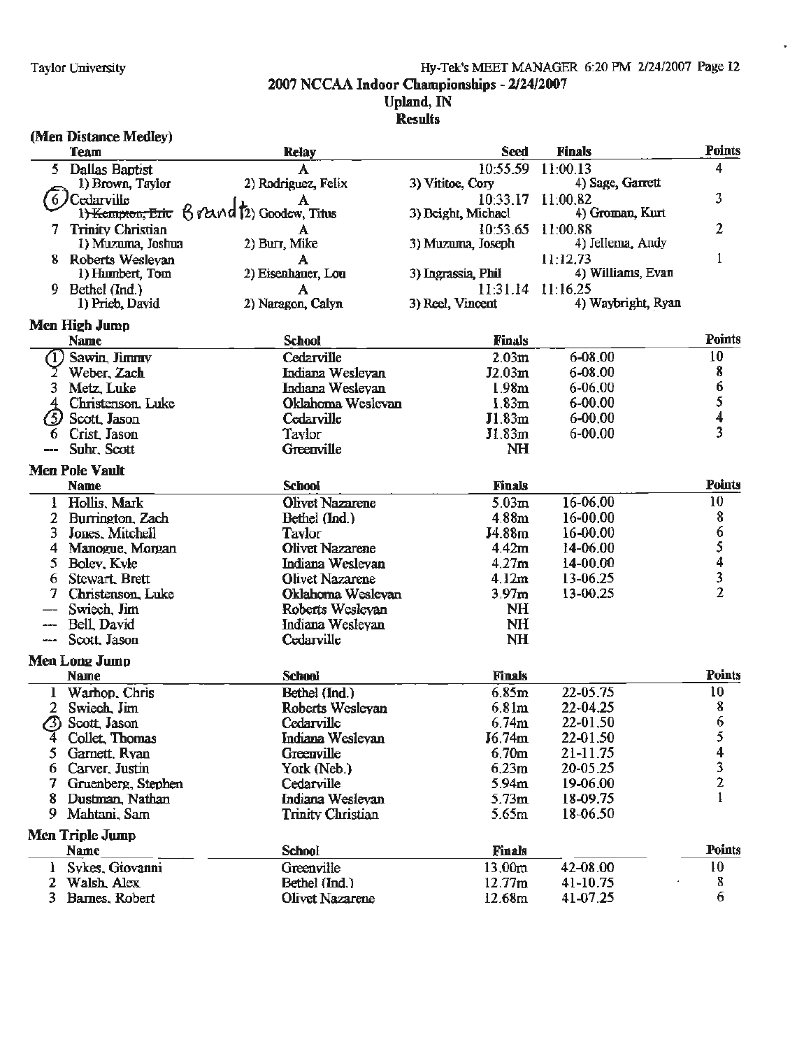Taylor University — Hy-Tek's MEET MANAGER 6:20 PM 2/24/2007 Page 12

# 2007 NCCAA Indoor Championships - 2/24/2007

## Upland, IN

## Results

### (Men Distance Medley)

| | Team | Relay | Seed | Finals | Points |
|---|---|---|---|---|---|
| 5 | Dallas Baptist | A | 10:55.59 | 11:00.13 | 4 |
| | 1) Brown, Taylor | 2) Rodriguez, Felix | 3) Vititoe, Cory | 4) Sage, Garrett | |
| (6) | Cedarville | A | 10:33.17 | 11:00.82 | 3 |
| | 1) ~~Kempton, Eric~~ Brandt | 2) Goodew, Titus | 3) Beight, Michael | 4) Groman, Kurt | |
| 7 | Trinity Christian | A | 10:53.65 | 11:00.88 | 2 |
| | 1) Muzuma, Joshua | 2) Burr, Mike | 3) Muzuma, Joseph | 4) Jellema, Andy | |
| 8 | Roberts Wesleyan | A | | 11:12.73 | 1 |
| | 1) Humbert, Tom | 2) Eisenhauer, Lou | 3) Ingrassia, Phil | 4) Williams, Evan | |
| 9 | Bethel (Ind.) | A | 11:31.14 | 11:16.25 | |
| | 1) Prieb, David | 2) Naragon, Calyn | 3) Reel, Vincent | 4) Waybright, Ryan | |

### Men High Jump

| | Name | School | Finals | | Points |
|---|---|---|---|---|---|
| (1) | Sawin, Jimmy | Cedarville | 2.03m | 6-08.00 | 10 |
| 2 | Weber, Zach | Indiana Wesleyan | J2.03m | 6-08.00 | 8 |
| 3 | Metz, Luke | Indiana Wesleyan | 1.98m | 6-06.00 | 6 |
| 4 | Christenson, Luke | Oklahoma Wesleyan | 1.83m | 6-00.00 | 5 |
| (5) | Scott, Jason | Cedarville | J1.83m | 6-00.00 | 4 |
| 6 | Crist, Jason | Taylor | J1.83m | 6-00.00 | 3 |
| --- | Suhr, Scott | Greenville | NH | | |

### Men Pole Vault

| | Name | School | Finals | | Points |
|---|---|---|---|---|---|
| 1 | Hollis, Mark | Olivet Nazarene | 5.03m | 16-06.00 | 10 |
| 2 | Burrington, Zach | Bethel (Ind.) | 4.88m | 16-00.00 | 8 |
| 3 | Jones, Mitchell | Taylor | J4.88m | 16-00.00 | 6 |
| 4 | Manogue, Morgan | Olivet Nazarene | 4.42m | 14-06.00 | 5 |
| 5 | Boley, Kyle | Indiana Wesleyan | 4.27m | 14-00.00 | 4 |
| 6 | Stewart, Brett | Olivet Nazarene | 4.12m | 13-06.25 | 3 |
| 7 | Christenson, Luke | Oklahoma Wesleyan | 3.97m | 13-00.25 | 2 |
| --- | Swiech, Jim | Roberts Wesleyan | NH | | |
| --- | Bell, David | Indiana Wesleyan | NH | | |
| --- | Scott, Jason | Cedarville | NH | | |

### Men Long Jump

| | Name | School | Finals | | Points |
|---|---|---|---|---|---|
| 1 | Warhop, Chris | Bethel (Ind.) | 6.85m | 22-05.75 | 10 |
| 2 | Swiech, Jim | Roberts Wesleyan | 6.81m | 22-04.25 | 8 |
| (3) | Scott, Jason | Cedarville | 6.74m | 22-01.50 | 6 |
| 4 | Collet, Thomas | Indiana Wesleyan | J6.74m | 22-01.50 | 5 |
| 5 | Garnett, Ryan | Greenville | 6.70m | 21-11.75 | 4 |
| 6 | Carver, Justin | York (Neb.) | 6.23m | 20-05.25 | 3 |
| 7 | Gruenberg, Stephen | Cedarville | 5.94m | 19-06.00 | 2 |
| 8 | Dustman, Nathan | Indiana Wesleyan | 5.73m | 18-09.75 | 1 |
| 9 | Mahtani, Sam | Trinity Christian | 5.65m | 18-06.50 | |

### Men Triple Jump

| | Name | School | Finals | | Points |
|---|---|---|---|---|---|
| 1 | Sykes, Giovanni | Greenville | 13.00m | 42-08.00 | 10 |
| 2 | Walsh, Alex | Bethel (Ind.) | 12.77m | 41-10.75 | 8 |
| 3 | Barnes, Robert | Olivet Nazarene | 12.68m | 41-07.25 | 6 |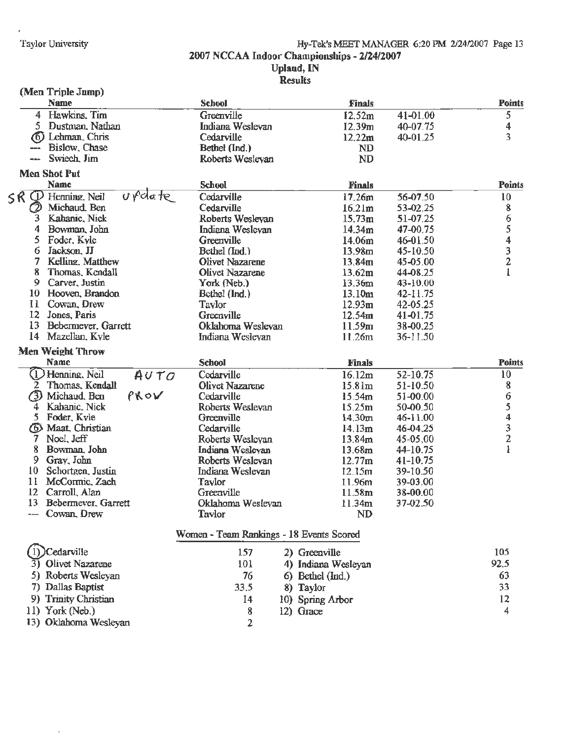## 2007 NCAA Indoor Championships - 2/24/2007
### Upland, IN
### Results

**(Men Triple Jump)**

| | Name | School | Finals | | Points |
|---|---|---|---|---|---|
| 4 | Hawkins, Tim | Greenville | 12.52m | 41-01.00 | 5 |
| 5 | Dustman, Nathan | Indiana Wesleyan | 12.39m | 40-07.75 | 4 |
| 6 | Lehman, Chris | Cedarville | 12.22m | 40-01.25 | 3 |
| --- | Bislow, Chase | Bethel (Ind.) | ND | | |
| --- | Swiech, Jim | Roberts Wesleyan | ND | | |

**Men Shot Put**

| | Name | School | Finals | | Points |
|---|---|---|---|---|---|
| 1 | Henning, Neil | Cedarville | 17.26m | 56-07.50 | 10 |
| 2 | Michaud, Ben | Cedarville | 16.21m | 53-02.25 | 8 |
| 3 | Kahanic, Nick | Roberts Wesleyan | 15.73m | 51-07.25 | 6 |
| 4 | Bowman, John | Indiana Wesleyan | 14.34m | 47-00.75 | 5 |
| 5 | Foder, Kyle | Greenville | 14.06m | 46-01.50 | 4 |
| 6 | Jackson, JJ | Bethel (Ind.) | 13.98m | 45-10.50 | 3 |
| 7 | Kelling, Matthew | Olivet Nazarene | 13.84m | 45-05.00 | 2 |
| 8 | Thomas, Kendall | Olivet Nazarene | 13.62m | 44-08.25 | 1 |
| 9 | Carver, Justin | York (Neb.) | 13.36m | 43-10.00 | |
| 10 | Hooven, Brandon | Bethel (Ind.) | 13.10m | 42-11.75 | |
| 11 | Cowan, Drew | Taylor | 12.93m | 42-05.25 | |
| 12 | Jones, Paris | Greenville | 12.54m | 41-01.75 | |
| 13 | Bebermeyer, Garrett | Oklahoma Wesleyan | 11.59m | 38-00.25 | |
| 14 | Mazellan, Kyle | Indiana Wesleyan | 11.26m | 36-11.50 | |

**Men Weight Throw**

| | Name | School | Finals | | Points |
|---|---|---|---|---|---|
| 1 | Henning, Neil | Cedarville | 16.12m | 52-10.75 | 10 |
| 2 | Thomas, Kendall | Olivet Nazarene | 15.81m | 51-10.50 | 8 |
| 3 | Michaud, Ben | Cedarville | 15.54m | 51-00.00 | 6 |
| 4 | Kahanic, Nick | Roberts Wesleyan | 15.25m | 50-00.50 | 5 |
| 5 | Foder, Kyle | Greenville | 14.30m | 46-11.00 | 4 |
| 6 | Maat, Christian | Cedarville | 14.13m | 46-04.25 | 3 |
| 7 | Noel, Jeff | Roberts Wesleyan | 13.84m | 45-05.00 | 2 |
| 8 | Bowman, John | Indiana Wesleyan | 13.68m | 44-10.75 | 1 |
| 9 | Gray, John | Roberts Wesleyan | 12.77m | 41-10.75 | |
| 10 | Schortgen, Justin | Indiana Wesleyan | 12.15m | 39-10.50 | |
| 11 | McCormic, Zach | Taylor | 11.96m | 39-03.00 | |
| 12 | Carroll, Alan | Greenville | 11.58m | 38-00.00 | |
| 13 | Bebermeyer, Garrett | Oklahoma Wesleyan | 11.34m | 37-02.50 | |
| --- | Cowan, Drew | Taylor | ND | | |

**Women - Team Rankings - 18 Events Scored**

| Team | Points | Team | Points |
|---|---|---|---|
| 1) Cedarville | 157 | 2) Greenville | 105 |
| 3) Olivet Nazarene | 101 | 4) Indiana Wesleyan | 92.5 |
| 5) Roberts Wesleyan | 76 | 6) Bethel (Ind.) | 63 |
| 7) Dallas Baptist | 33.5 | 8) Taylor | 33 |
| 9) Trinity Christian | 14 | 10) Spring Arbor | 12 |
| 11) York (Neb.) | 8 | 12) Grace | 4 |
| 13) Oklahoma Wesleyan | 2 | | |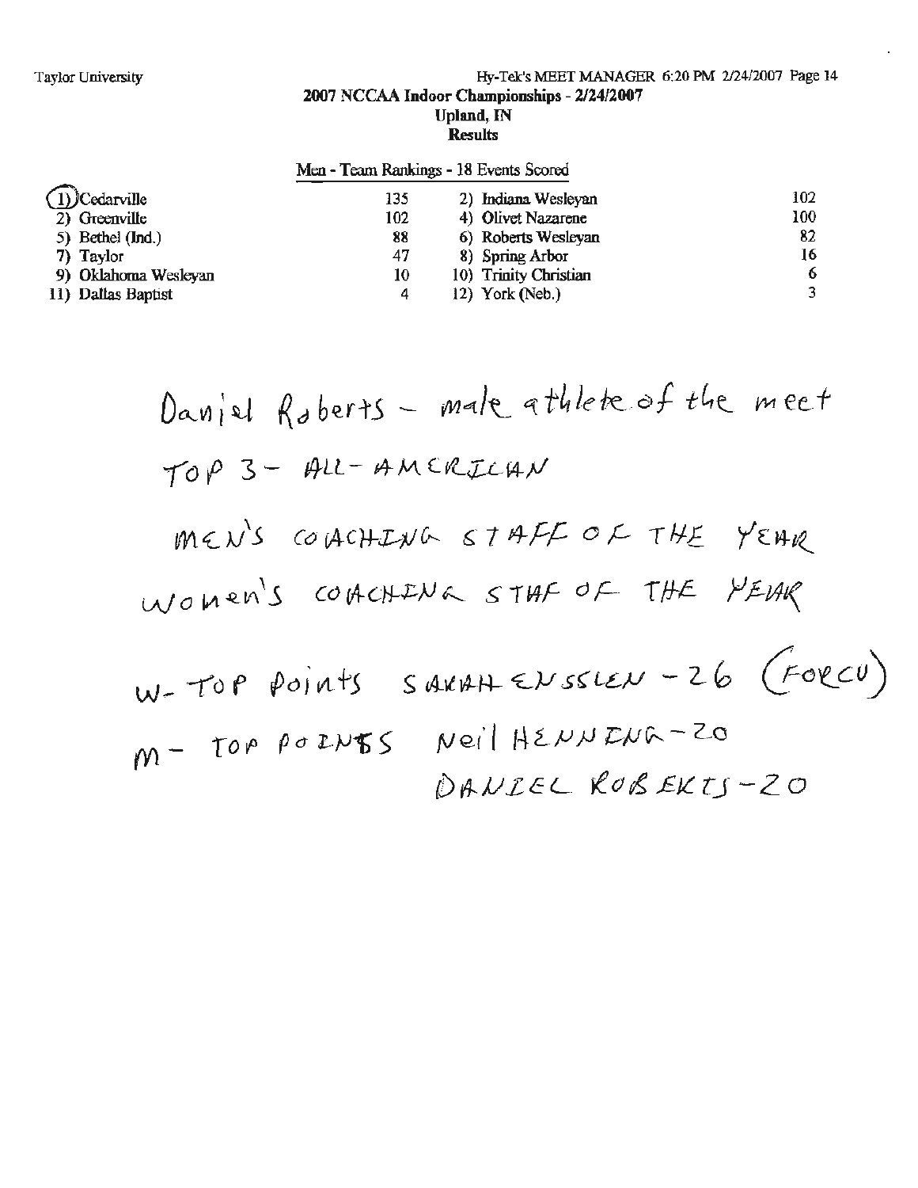## 2007 NCAA Indoor Championships - 2/24/2007

### Upland, IN

### Results

**Men - Team Rankings - 18 Events Scored**

| | | | |
|---|---|---|---|
| 1) Cedarville | 135 | 2) Indiana Wesleyan | 102 |
| 2) Greenville | 102 | 4) Olivet Nazarene | 100 |
| 5) Bethel (Ind.) | 88 | 6) Roberts Wesleyan | 82 |
| 7) Taylor | 47 | 8) Spring Arbor | 16 |
| 9) Oklahoma Wesleyan | 10 | 10) Trinity Christian | 6 |
| 11) Dallas Baptist | 4 | 12) York (Neb.) | 3 |

Daniel Roberts - male athlete of the meet

TOP 3 - ALL-AMERICAN

MEN'S COACHING STAFF OF THE YEAR

WOMEN'S COACHING STAFF OF THE YEAR

W- TOP POINTS SARAH ENSSLEN - 26 (FORCU)

M- TOP POINTS Neil HENNING - 20

DANIEL ROBERTS - 20